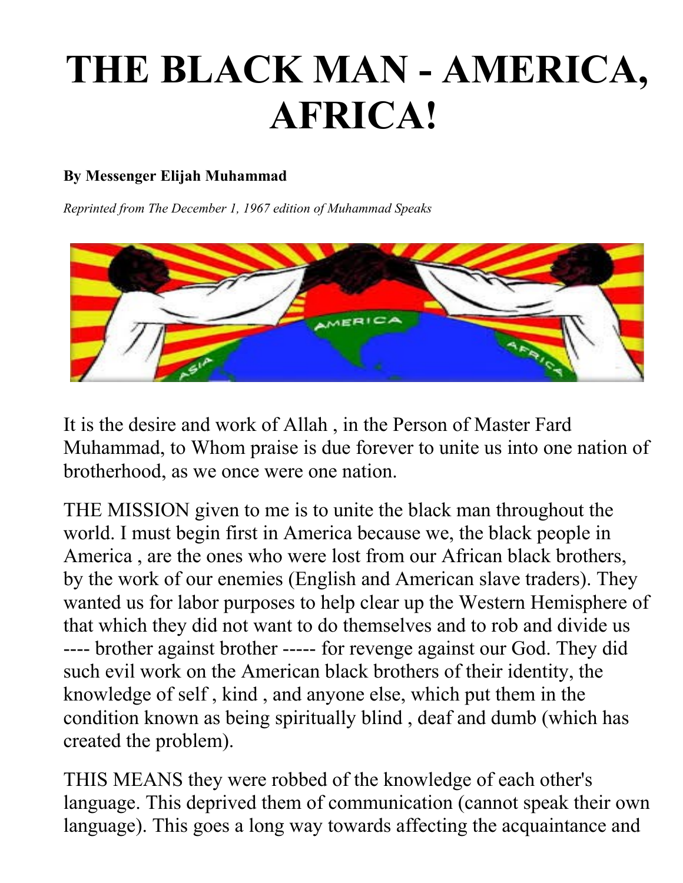# THE BLACK MAN - AMERICA, AFRICA!

**By Messenger Elijah Muhammad**

*Reprinted from The December 1, 1967 edition of Muhammad Speaks*

It is the desire and work of Allah , in the Person of Master Fard Muhammad, to Whom praise is due forever to unite us into one nation of brotherhood, as we once were one nation.

THE MISSION given to me is to unite the black man throughout the world. I must begin first in America because we, the black people in America , are the ones who were lost from our African black brothers, by the work of our enemies (English and American slave traders). They wanted us for labor purposes to help clear up the Western Hemisphere of that which they did not want to do themselves and to rob and divide us ---- brother against brother ----- for revenge against our God. They did such evil work on the American black brothers of their identity, the knowledge of self , kind , and anyone else, which put them in the condition known as being spiritually blind , deaf and dumb (which has created the problem).

THIS MEANS they were robbed of the knowledge of each other's language. This deprived them of communication (cannot speak their own language). This goes a long way towards affecting the acquaintance and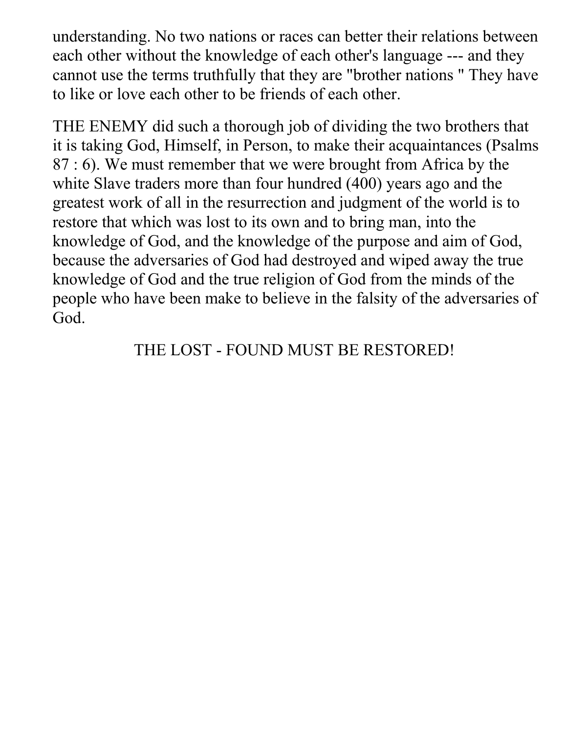understanding. No two nations or races can better their relations between each other without the knowledge of each other's language --- and they cannot use the terms truthfully that they are "brother nations " They have to like or love each other to be friends of each other.

THE ENEMY did such a thorough job of dividing the two brothers that it is taking God, Himself, in Person, to make their acquaintances (Psalms 87 : 6). We must remember that we were brought from Africa by the white Slave traders more than four hundred (400) years ago and the greatest work of all in the resurrection and judgment of the world is to restore that which was lost to its own and to bring man, into the knowledge of God, and the knowledge of the purpose and aim of God, because the adversaries of God had destroyed and wiped away the true knowledge of God and the true religion of God from the minds of the people who have been make to believe in the falsity of the adversaries of God.

THE LOST - FOUND MUST BE RESTORED!